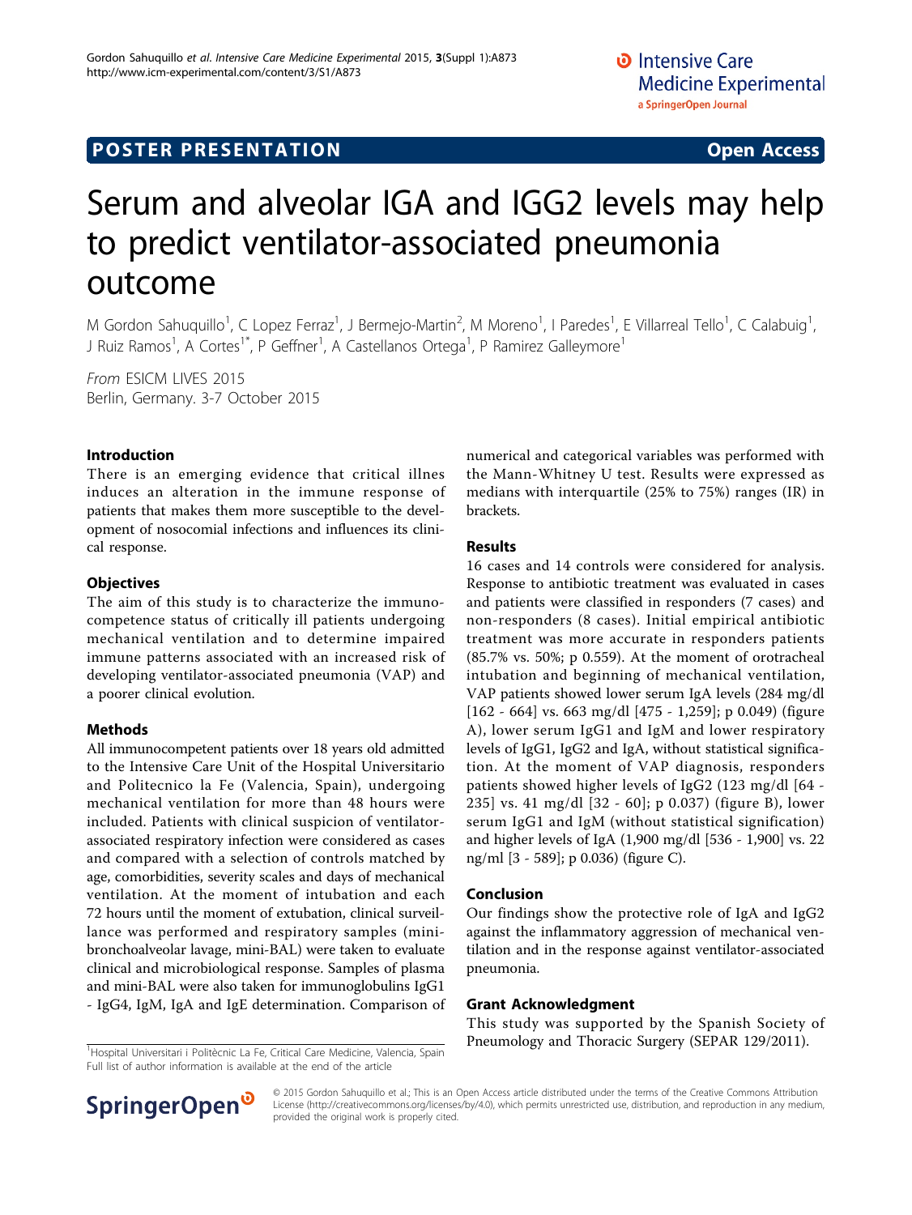POSTER PRESENTATION **Open Access**

# Serum and alveolar IGA and IGG2 levels may help to predict ventilator-associated pneumonia outcome

M Gordon Sahuquillo[1], C Lopez Ferraz[1], J Bermejo-Martin[2], M Moreno[1], I Paredes[1], E Villarreal Tello[1], C Calabuig[1], J Ruiz Ramos[1], A Cortes[1*], P Geffner[1], A Castellanos Ortega[1], P Ramirez Galleymore[1]

*From* ESICM LIVES 2015
Berlin, Germany. 3-7 October 2015

## Introduction

There is an emerging evidence that critical illnes induces an alteration in the immune response of patients that makes them more susceptible to the development of nosocomial infections and influences its clinical response.

## Objectives

The aim of this study is to characterize the immunocompetence status of critically ill patients undergoing mechanical ventilation and to determine impaired immune patterns associated with an increased risk of developing ventilator-associated pneumonia (VAP) and a poorer clinical evolution.

## Methods

All immunocompetent patients over 18 years old admitted to the Intensive Care Unit of the Hospital Universitario and Politecnico la Fe (Valencia, Spain), undergoing mechanical ventilation for more than 48 hours were included. Patients with clinical suspicion of ventilator-associated respiratory infection were considered as cases and compared with a selection of controls matched by age, comorbidities, severity scales and days of mechanical ventilation. At the moment of intubation and each 72 hours until the moment of extubation, clinical surveillance was performed and respiratory samples (mini-bronchoalveolar lavage, mini-BAL) were taken to evaluate clinical and microbiological response. Samples of plasma and mini-BAL were also taken for immunoglobulins IgG1 - IgG4, IgM, IgA and IgE determination. Comparison of numerical and categorical variables was performed with the Mann-Whitney U test. Results were expressed as medians with interquartile (25% to 75%) ranges (IR) in brackets.

## Results

16 cases and 14 controls were considered for analysis. Response to antibiotic treatment was evaluated in cases and patients were classified in responders (7 cases) and non-responders (8 cases). Initial empirical antibiotic treatment was more accurate in responders patients (85.7% vs. 50%; p 0.559). At the moment of orotracheal intubation and beginning of mechanical ventilation, VAP patients showed lower serum IgA levels (284 mg/dl [162 - 664] vs. 663 mg/dl [475 - 1,259]; p 0.049) (figure A), lower serum IgG1 and IgM and lower respiratory levels of IgG1, IgG2 and IgA, without statistical signification. At the moment of VAP diagnosis, responders patients showed higher levels of IgG2 (123 mg/dl [64 - 235] vs. 41 mg/dl [32 - 60]; p 0.037) (figure B), lower serum IgG1 and IgM (without statistical signification) and higher levels of IgA (1,900 mg/dl [536 - 1,900] vs. 22 ng/ml [3 - 589]; p 0.036) (figure C).

## Conclusion

Our findings show the protective role of IgA and IgG2 against the inflammatory aggression of mechanical ventilation and in the response against ventilator-associated pneumonia.

## Grant Acknowledgment

This study was supported by the Spanish Society of Pneumology and Thoracic Surgery (SEPAR 129/2011).

[1]Hospital Universitari i Politècnic La Fe, Critical Care Medicine, Valencia, Spain
Full list of author information is available at the end of the article

© 2015 Gordon Sahuquillo et al.; This is an Open Access article distributed under the terms of the Creative Commons Attribution License (http://creativecommons.org/licenses/by/4.0), which permits unrestricted use, distribution, and reproduction in any medium, provided the original work is properly cited.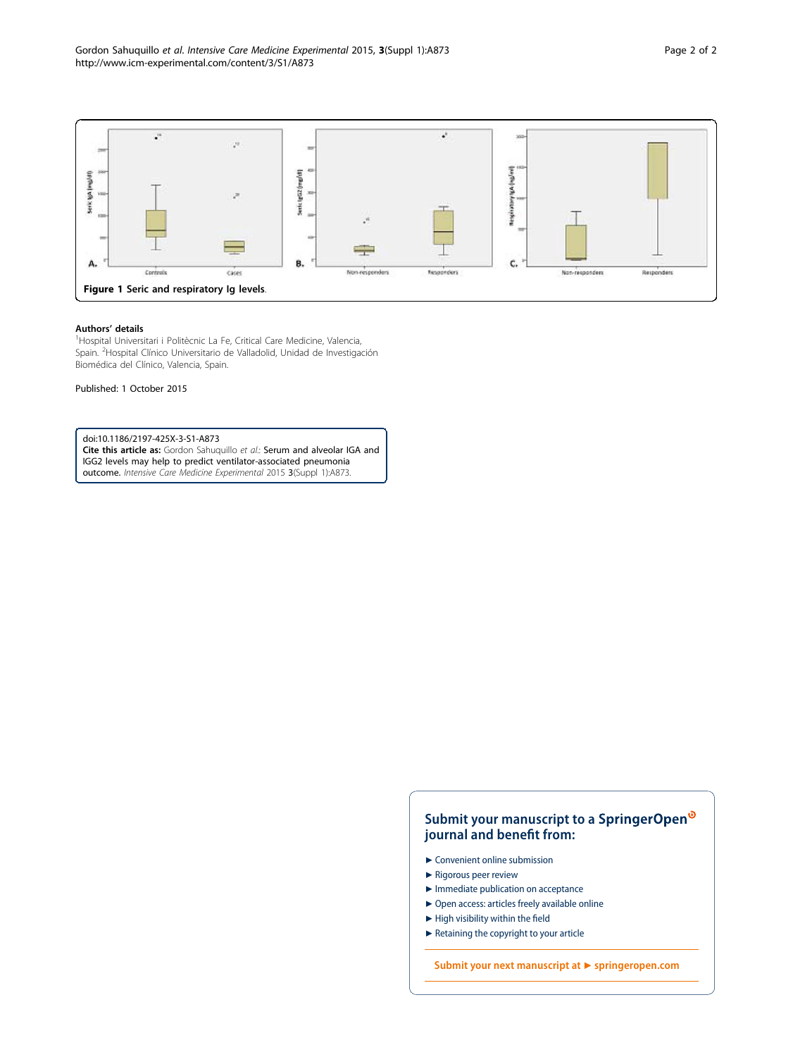A.

Seric IgA (mg/dl)

Controls

Cases

B.

Seric IgG2 (mg/dl)

Non-responders

Responders

C.

Respiratory IgA (ng/ml)

Non-responders

Responders

**Figure 1 Seric and respiratory Ig levels**.

**Authors' details**

[1]Hospital Universitari i Politècnic La Fe, Critical Care Medicine, Valencia, Spain. [2]Hospital Clínico Universitario de Valladolid, Unidad de Investigación Biomédica del Clínico, Valencia, Spain.

Published: 1 October 2015

doi:10.1186/2197-425X-3-S1-A873

**Cite this article as:** Gordon Sahuquillo *et al.*: Serum and alveolar IGA and IGG2 levels may help to predict ventilator-associated pneumonia outcome. *Intensive Care Medicine Experimental* 2015 **3**(Suppl 1):A873.

**Submit your manuscript to a SpringerOpen journal and benefit from:**

- ► Convenient online submission
- ► Rigorous peer review
- ► Immediate publication on acceptance
- ► Open access: articles freely available online
- ► High visibility within the field
- ► Retaining the copyright to your article

**Submit your next manuscript at ► springeropen.com**